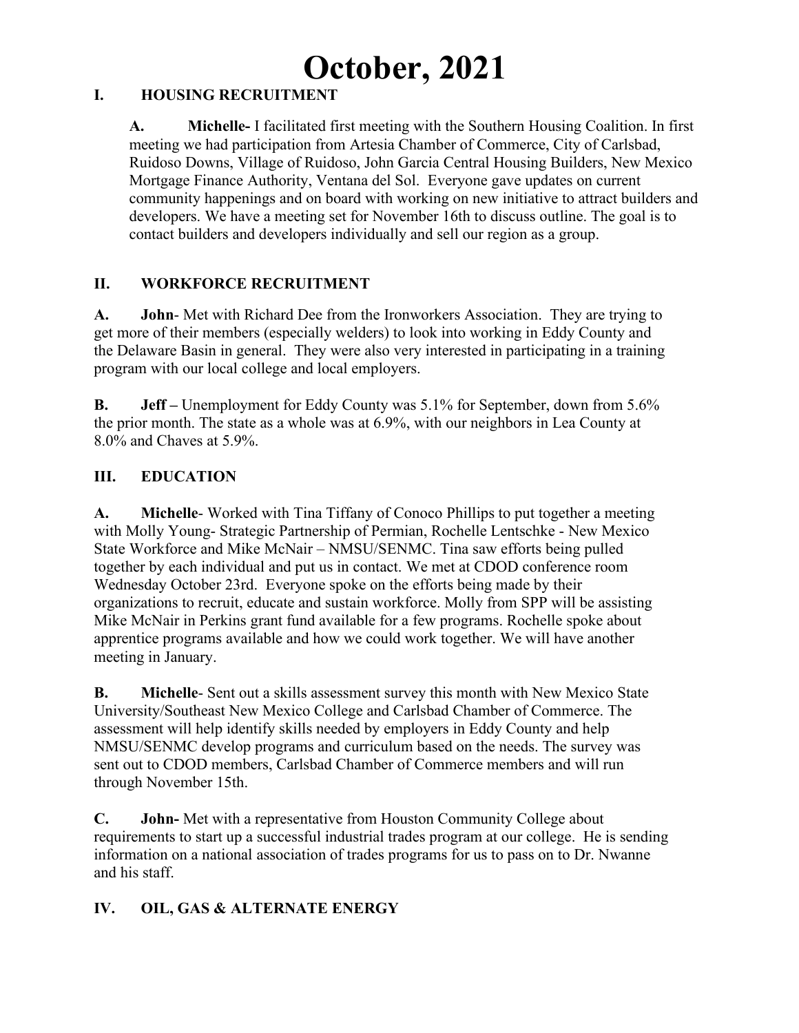# October, 2021

## I. HOUSING RECRUITMENT

**A. Michelle-** I facilitated first meeting with the Southern Housing Coalition. In first meeting we had participation from Artesia Chamber of Commerce, City of Carlsbad, Ruidoso Downs, Village of Ruidoso, John Garcia Central Housing Builders, New Mexico Mortgage Finance Authority, Ventana del Sol. Everyone gave updates on current community happenings and on board with working on new initiative to attract builders and developers. We have a meeting set for November 16th to discuss outline. The goal is to contact builders and developers individually and sell our region as a group.

## II. WORKFORCE RECRUITMENT

**A. John**- Met with Richard Dee from the Ironworkers Association. They are trying to get more of their members (especially welders) to look into working in Eddy County and the Delaware Basin in general. They were also very interested in participating in a training program with our local college and local employers.

**B. Jeff –** Unemployment for Eddy County was 5.1% for September, down from 5.6% the prior month. The state as a whole was at 6.9%, with our neighbors in Lea County at 8.0% and Chaves at 5.9%.

## III. EDUCATION

**A. Michelle**- Worked with Tina Tiffany of Conoco Phillips to put together a meeting with Molly Young- Strategic Partnership of Permian, Rochelle Lentschke - New Mexico State Workforce and Mike McNair – NMSU/SENMC. Tina saw efforts being pulled together by each individual and put us in contact. We met at CDOD conference room Wednesday October 23rd. Everyone spoke on the efforts being made by their organizations to recruit, educate and sustain workforce. Molly from SPP will be assisting Mike McNair in Perkins grant fund available for a few programs. Rochelle spoke about apprentice programs available and how we could work together. We will have another meeting in January.

**B. Michelle**- Sent out a skills assessment survey this month with New Mexico State University/Southeast New Mexico College and Carlsbad Chamber of Commerce. The assessment will help identify skills needed by employers in Eddy County and help NMSU/SENMC develop programs and curriculum based on the needs. The survey was sent out to CDOD members, Carlsbad Chamber of Commerce members and will run through November 15th.

**C. John-** Met with a representative from Houston Community College about requirements to start up a successful industrial trades program at our college. He is sending information on a national association of trades programs for us to pass on to Dr. Nwanne and his staff.

## IV. OIL, GAS & ALTERNATE ENERGY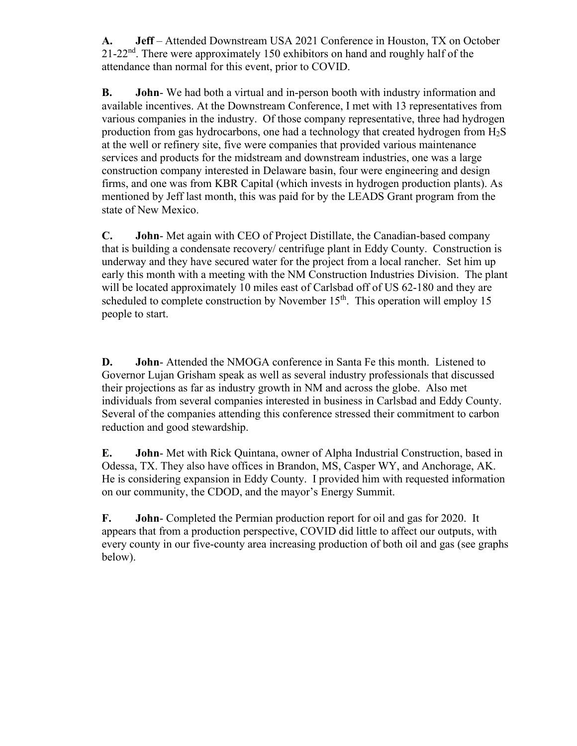**A.** **Jeff** – Attended Downstream USA 2021 Conference in Houston, TX on October 21-22nd. There were approximately 150 exhibitors on hand and roughly half of the attendance than normal for this event, prior to COVID.

**B.** **John**- We had both a virtual and in-person booth with industry information and available incentives. At the Downstream Conference, I met with 13 representatives from various companies in the industry. Of those company representative, three had hydrogen production from gas hydrocarbons, one had a technology that created hydrogen from $H_2S$ at the well or refinery site, five were companies that provided various maintenance services and products for the midstream and downstream industries, one was a large construction company interested in Delaware basin, four were engineering and design firms, and one was from KBR Capital (which invests in hydrogen production plants). As mentioned by Jeff last month, this was paid for by the LEADS Grant program from the state of New Mexico.

**C.** **John**- Met again with CEO of Project Distillate, the Canadian-based company that is building a condensate recovery/ centrifuge plant in Eddy County. Construction is underway and they have secured water for the project from a local rancher. Set him up early this month with a meeting with the NM Construction Industries Division. The plant will be located approximately 10 miles east of Carlsbad off of US 62-180 and they are scheduled to complete construction by November 15th. This operation will employ 15 people to start.

**D.** **John**- Attended the NMOGA conference in Santa Fe this month. Listened to Governor Lujan Grisham speak as well as several industry professionals that discussed their projections as far as industry growth in NM and across the globe. Also met individuals from several companies interested in business in Carlsbad and Eddy County. Several of the companies attending this conference stressed their commitment to carbon reduction and good stewardship.

**E.** **John**- Met with Rick Quintana, owner of Alpha Industrial Construction, based in Odessa, TX. They also have offices in Brandon, MS, Casper WY, and Anchorage, AK. He is considering expansion in Eddy County. I provided him with requested information on our community, the CDOD, and the mayor's Energy Summit.

**F.** **John**- Completed the Permian production report for oil and gas for 2020. It appears that from a production perspective, COVID did little to affect our outputs, with every county in our five-county area increasing production of both oil and gas (see graphs below).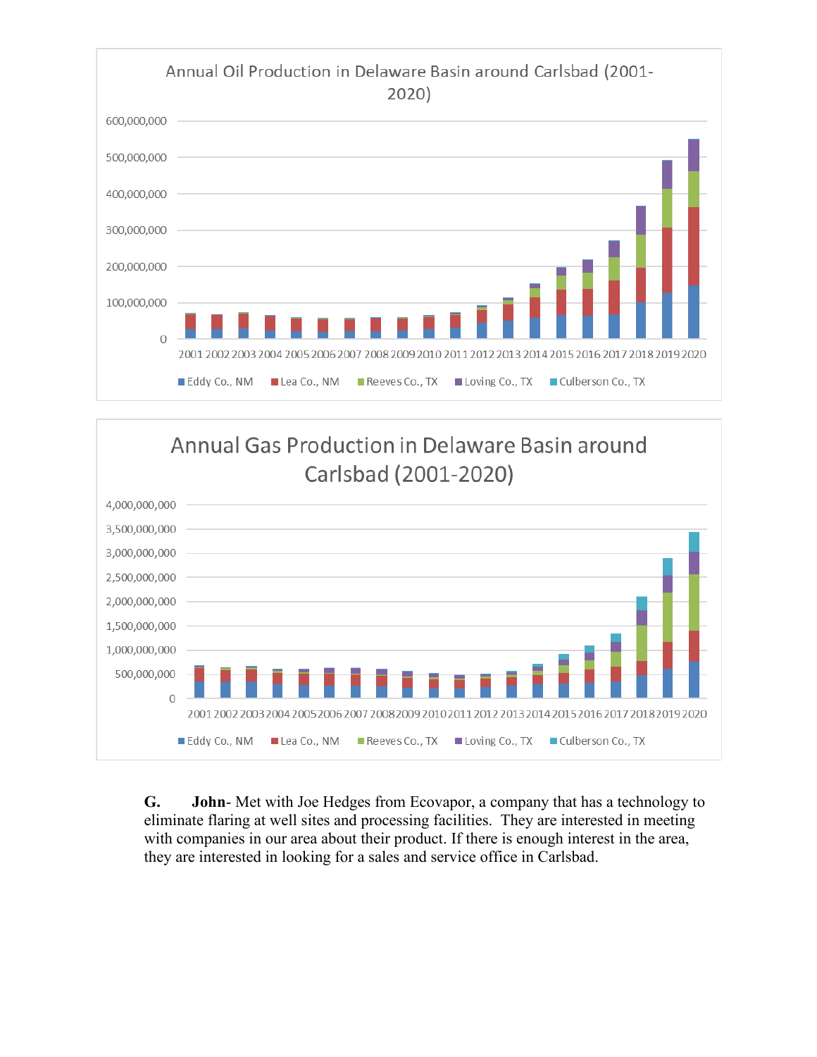Annual Oil Production in Delaware Basin around Carlsbad (2001-2020)

Annual Gas Production in Delaware Basin around Carlsbad (2001-2020)

**G.** **John**- Met with Joe Hedges from Ecovapor, a company that has a technology to eliminate flaring at well sites and processing facilities. They are interested in meeting with companies in our area about their product. If there is enough interest in the area, they are interested in looking for a sales and service office in Carlsbad.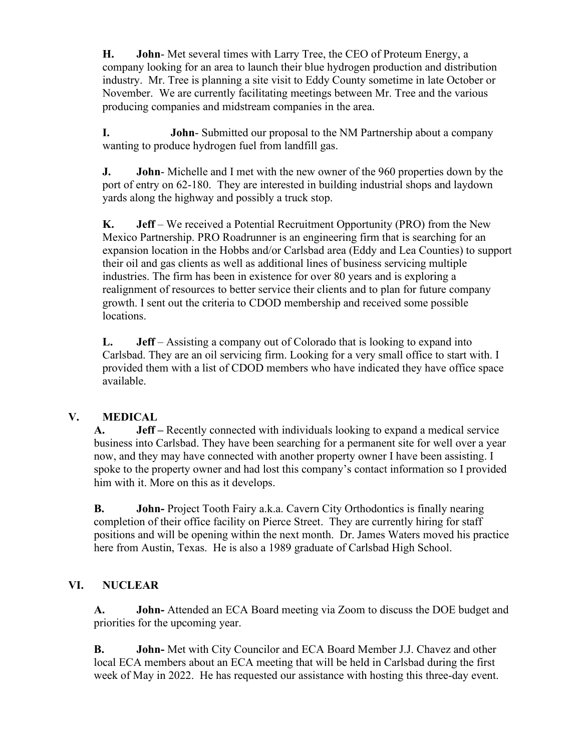**H.** **John**- Met several times with Larry Tree, the CEO of Proteum Energy, a company looking for an area to launch their blue hydrogen production and distribution industry. Mr. Tree is planning a site visit to Eddy County sometime in late October or November. We are currently facilitating meetings between Mr. Tree and the various producing companies and midstream companies in the area.

**I.** **John**- Submitted our proposal to the NM Partnership about a company wanting to produce hydrogen fuel from landfill gas.

**J.** **John**- Michelle and I met with the new owner of the 960 properties down by the port of entry on 62-180. They are interested in building industrial shops and laydown yards along the highway and possibly a truck stop.

**K.** **Jeff** – We received a Potential Recruitment Opportunity (PRO) from the New Mexico Partnership. PRO Roadrunner is an engineering firm that is searching for an expansion location in the Hobbs and/or Carlsbad area (Eddy and Lea Counties) to support their oil and gas clients as well as additional lines of business servicing multiple industries. The firm has been in existence for over 80 years and is exploring a realignment of resources to better service their clients and to plan for future company growth. I sent out the criteria to CDOD membership and received some possible locations.

**L.** **Jeff** – Assisting a company out of Colorado that is looking to expand into Carlsbad. They are an oil servicing firm. Looking for a very small office to start with. I provided them with a list of CDOD members who have indicated they have office space available.

## V. MEDICAL

**A.** **Jeff –** Recently connected with individuals looking to expand a medical service business into Carlsbad. They have been searching for a permanent site for well over a year now, and they may have connected with another property owner I have been assisting. I spoke to the property owner and had lost this company's contact information so I provided him with it. More on this as it develops.

**B.** **John-** Project Tooth Fairy a.k.a. Cavern City Orthodontics is finally nearing completion of their office facility on Pierce Street. They are currently hiring for staff positions and will be opening within the next month. Dr. James Waters moved his practice here from Austin, Texas. He is also a 1989 graduate of Carlsbad High School.

## VI. NUCLEAR

**A.** **John-** Attended an ECA Board meeting via Zoom to discuss the DOE budget and priorities for the upcoming year.

**B.** **John-** Met with City Councilor and ECA Board Member J.J. Chavez and other local ECA members about an ECA meeting that will be held in Carlsbad during the first week of May in 2022. He has requested our assistance with hosting this three-day event.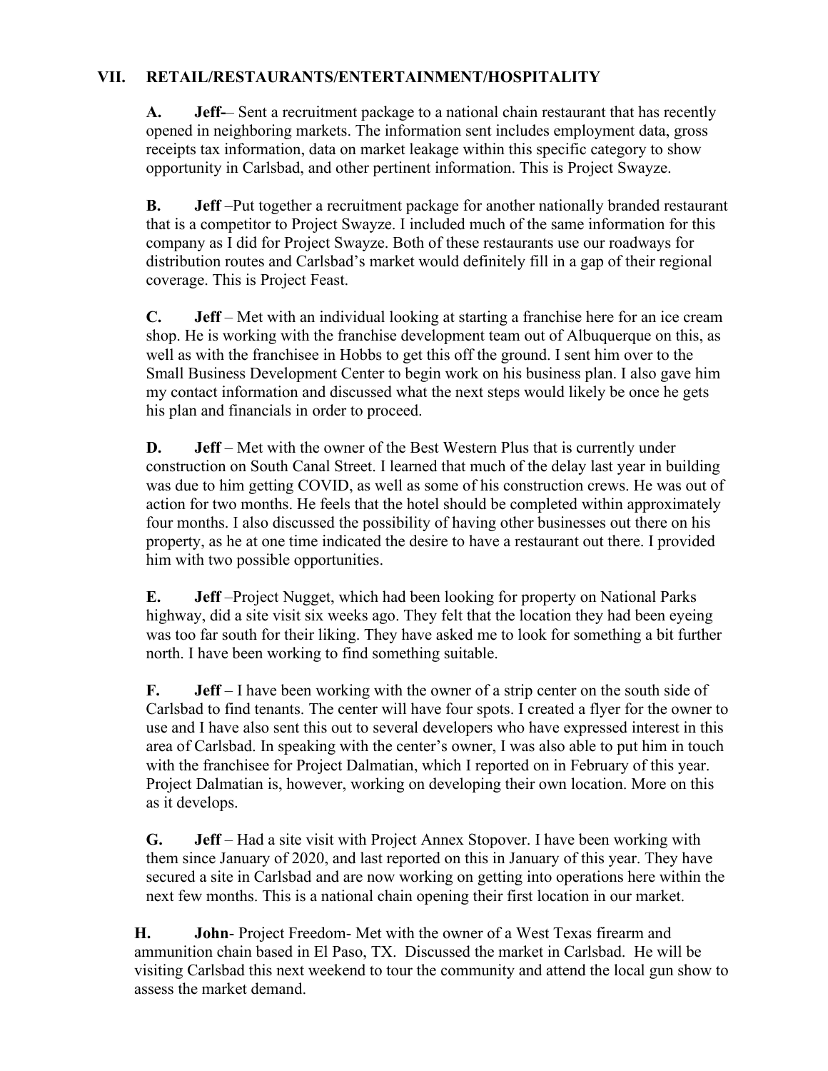## VII. RETAIL/RESTAURANTS/ENTERTAINMENT/HOSPITALITY

**A. Jeff-**– Sent a recruitment package to a national chain restaurant that has recently opened in neighboring markets. The information sent includes employment data, gross receipts tax information, data on market leakage within this specific category to show opportunity in Carlsbad, and other pertinent information. This is Project Swayze.

**B. Jeff** –Put together a recruitment package for another nationally branded restaurant that is a competitor to Project Swayze. I included much of the same information for this company as I did for Project Swayze. Both of these restaurants use our roadways for distribution routes and Carlsbad's market would definitely fill in a gap of their regional coverage. This is Project Feast.

**C. Jeff** – Met with an individual looking at starting a franchise here for an ice cream shop. He is working with the franchise development team out of Albuquerque on this, as well as with the franchisee in Hobbs to get this off the ground. I sent him over to the Small Business Development Center to begin work on his business plan. I also gave him my contact information and discussed what the next steps would likely be once he gets his plan and financials in order to proceed.

**D. Jeff** – Met with the owner of the Best Western Plus that is currently under construction on South Canal Street. I learned that much of the delay last year in building was due to him getting COVID, as well as some of his construction crews. He was out of action for two months. He feels that the hotel should be completed within approximately four months. I also discussed the possibility of having other businesses out there on his property, as he at one time indicated the desire to have a restaurant out there. I provided him with two possible opportunities.

**E. Jeff** –Project Nugget, which had been looking for property on National Parks highway, did a site visit six weeks ago. They felt that the location they had been eyeing was too far south for their liking. They have asked me to look for something a bit further north. I have been working to find something suitable.

**F. Jeff** – I have been working with the owner of a strip center on the south side of Carlsbad to find tenants. The center will have four spots. I created a flyer for the owner to use and I have also sent this out to several developers who have expressed interest in this area of Carlsbad. In speaking with the center's owner, I was also able to put him in touch with the franchisee for Project Dalmatian, which I reported on in February of this year. Project Dalmatian is, however, working on developing their own location. More on this as it develops.

**G. Jeff** – Had a site visit with Project Annex Stopover. I have been working with them since January of 2020, and last reported on this in January of this year. They have secured a site in Carlsbad and are now working on getting into operations here within the next few months. This is a national chain opening their first location in our market.

**H. John**- Project Freedom- Met with the owner of a West Texas firearm and ammunition chain based in El Paso, TX. Discussed the market in Carlsbad. He will be visiting Carlsbad this next weekend to tour the community and attend the local gun show to assess the market demand.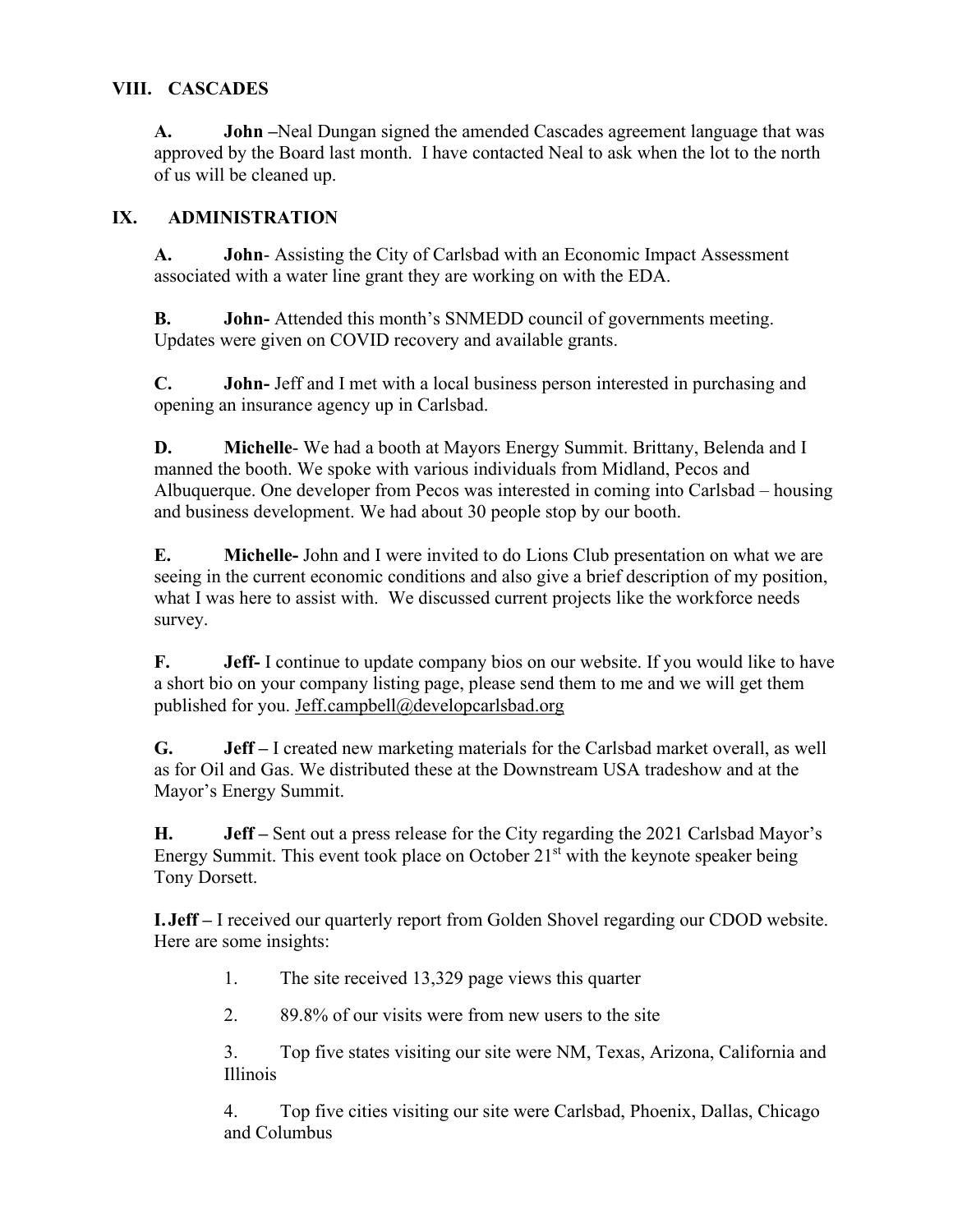## VIII. CASCADES

**A. John** –Neal Dungan signed the amended Cascades agreement language that was approved by the Board last month. I have contacted Neal to ask when the lot to the north of us will be cleaned up.

## IX. ADMINISTRATION

**A. John**- Assisting the City of Carlsbad with an Economic Impact Assessment associated with a water line grant they are working on with the EDA.

**B. John-** Attended this month's SNMEDD council of governments meeting. Updates were given on COVID recovery and available grants.

**C. John-** Jeff and I met with a local business person interested in purchasing and opening an insurance agency up in Carlsbad.

**D. Michelle**- We had a booth at Mayors Energy Summit. Brittany, Belenda and I manned the booth. We spoke with various individuals from Midland, Pecos and Albuquerque. One developer from Pecos was interested in coming into Carlsbad – housing and business development. We had about 30 people stop by our booth.

**E. Michelle-** John and I were invited to do Lions Club presentation on what we are seeing in the current economic conditions and also give a brief description of my position, what I was here to assist with. We discussed current projects like the workforce needs survey.

**F. Jeff-** I continue to update company bios on our website. If you would like to have a short bio on your company listing page, please send them to me and we will get them published for you. Jeff.campbell@developcarlsbad.org

**G. Jeff –** I created new marketing materials for the Carlsbad market overall, as well as for Oil and Gas. We distributed these at the Downstream USA tradeshow and at the Mayor's Energy Summit.

**H. Jeff –** Sent out a press release for the City regarding the 2021 Carlsbad Mayor's Energy Summit. This event took place on October 21st with the keynote speaker being Tony Dorsett.

**I. Jeff –** I received our quarterly report from Golden Shovel regarding our CDOD website. Here are some insights:

1. The site received 13,329 page views this quarter
2. 89.8% of our visits were from new users to the site
3. Top five states visiting our site were NM, Texas, Arizona, California and Illinois
4. Top five cities visiting our site were Carlsbad, Phoenix, Dallas, Chicago and Columbus